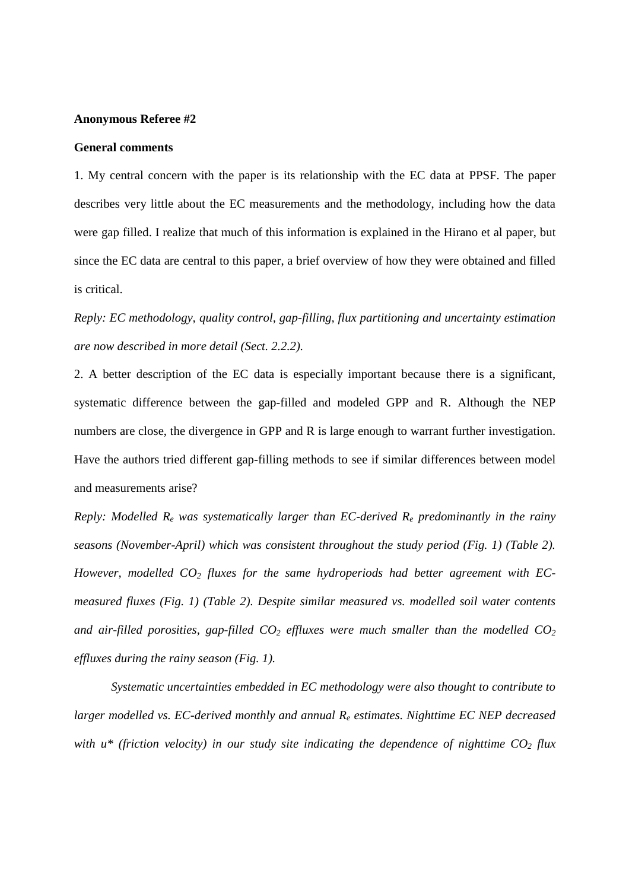**Anonymous Referee #2**

**General comments**

1. My central concern with the paper is its relationship with the EC data at PPSF. The paper describes very little about the EC measurements and the methodology, including how the data were gap filled. I realize that much of this information is explained in the Hirano et al paper, but since the EC data are central to this paper, a brief overview of how they were obtained and filled is critical.

*Reply: EC methodology, quality control, gap-filling, flux partitioning and uncertainty estimation are now described in more detail (Sect. 2.2.2).*

2. A better description of the EC data is especially important because there is a significant, systematic difference between the gap-filled and modeled GPP and R. Although the NEP numbers are close, the divergence in GPP and R is large enough to warrant further investigation. Have the authors tried different gap-filling methods to see if similar differences between model and measurements arise?

*Reply: Modelled $R_e$ was systematically larger than EC-derived $R_e$ predominantly in the rainy seasons (November-April) which was consistent throughout the study period (Fig. 1) (Table 2). However, modelled $CO_2$ fluxes for the same hydroperiods had better agreement with EC-measured fluxes (Fig. 1) (Table 2). Despite similar measured vs. modelled soil water contents and air-filled porosities, gap-filled $CO_2$ effluxes were much smaller than the modelled $CO_2$ effluxes during the rainy season (Fig. 1).*

*Systematic uncertainties embedded in EC methodology were also thought to contribute to larger modelled vs. EC-derived monthly and annual $R_e$ estimates. Nighttime EC NEP decreased with u\* (friction velocity) in our study site indicating the dependence of nighttime $CO_2$ flux*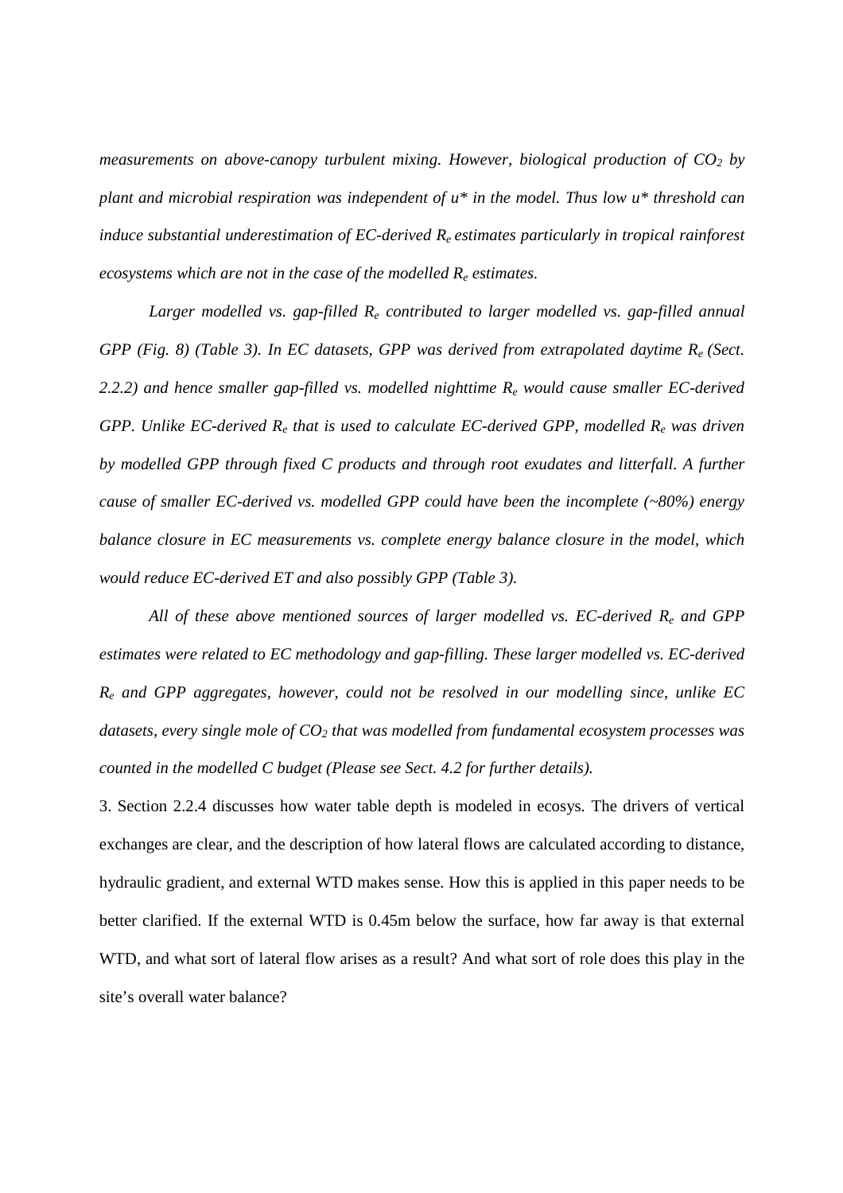*measurements on above-canopy turbulent mixing. However, biological production of $CO_2$ by plant and microbial respiration was independent of u\* in the model. Thus low u\* threshold can induce substantial underestimation of EC-derived $R_e$ estimates particularly in tropical rainforest ecosystems which are not in the case of the modelled $R_e$ estimates.*

*Larger modelled vs. gap-filled $R_e$ contributed to larger modelled vs. gap-filled annual GPP (Fig. 8) (Table 3). In EC datasets, GPP was derived from extrapolated daytime $R_e$ (Sect. 2.2.2) and hence smaller gap-filled vs. modelled nighttime $R_e$ would cause smaller EC-derived GPP. Unlike EC-derived $R_e$ that is used to calculate EC-derived GPP, modelled $R_e$ was driven by modelled GPP through fixed C products and through root exudates and litterfall. A further cause of smaller EC-derived vs. modelled GPP could have been the incomplete (~80%) energy balance closure in EC measurements vs. complete energy balance closure in the model, which would reduce EC-derived ET and also possibly GPP (Table 3).*

*All of these above mentioned sources of larger modelled vs. EC-derived $R_e$ and GPP estimates were related to EC methodology and gap-filling. These larger modelled vs. EC-derived $R_e$ and GPP aggregates, however, could not be resolved in our modelling since, unlike EC datasets, every single mole of $CO_2$ that was modelled from fundamental ecosystem processes was counted in the modelled C budget (Please see Sect. 4.2 for further details).*

3. Section 2.2.4 discusses how water table depth is modeled in ecosys. The drivers of vertical exchanges are clear, and the description of how lateral flows are calculated according to distance, hydraulic gradient, and external WTD makes sense. How this is applied in this paper needs to be better clarified. If the external WTD is 0.45m below the surface, how far away is that external WTD, and what sort of lateral flow arises as a result? And what sort of role does this play in the site's overall water balance?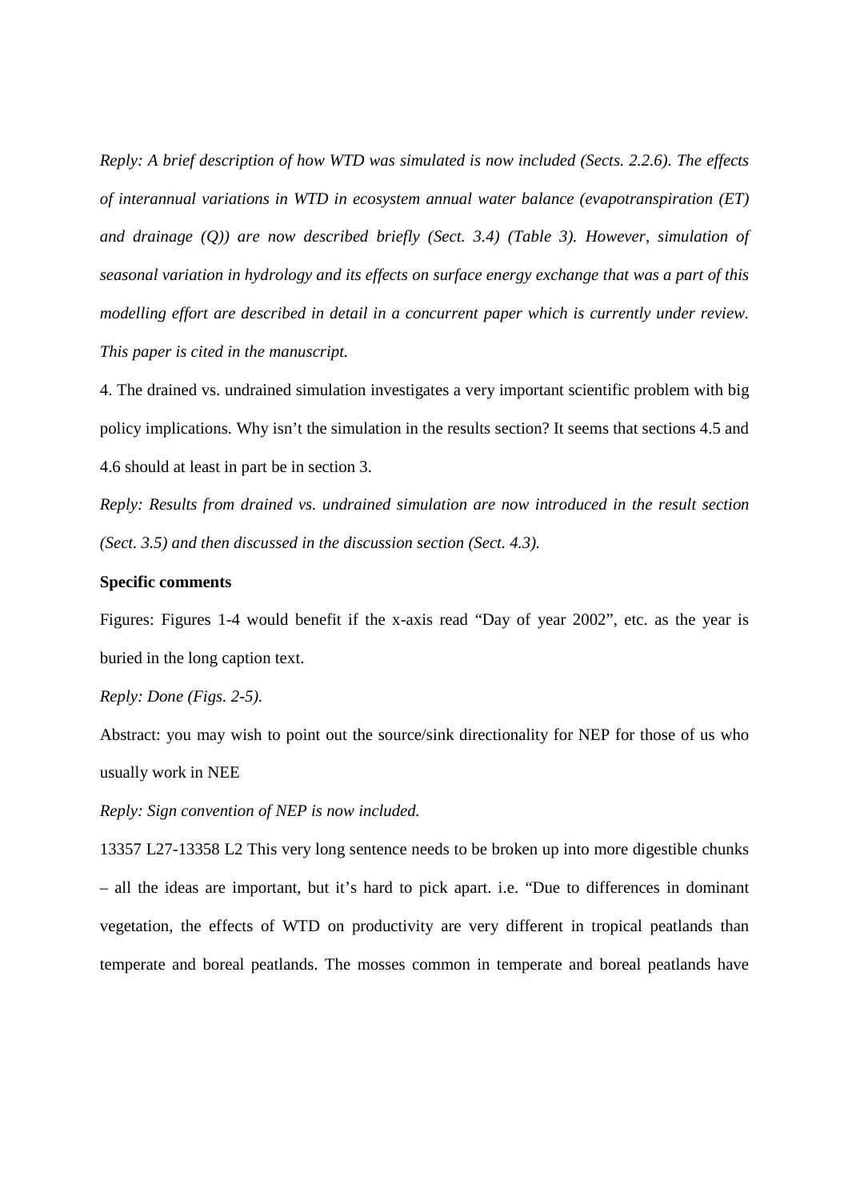*Reply: A brief description of how WTD was simulated is now included (Sects. 2.2.6). The effects of interannual variations in WTD in ecosystem annual water balance (evapotranspiration (ET) and drainage (Q)) are now described briefly (Sect. 3.4) (Table 3). However, simulation of seasonal variation in hydrology and its effects on surface energy exchange that was a part of this modelling effort are described in detail in a concurrent paper which is currently under review. This paper is cited in the manuscript.*

4. The drained vs. undrained simulation investigates a very important scientific problem with big policy implications. Why isn't the simulation in the results section? It seems that sections 4.5 and 4.6 should at least in part be in section 3.

*Reply: Results from drained vs. undrained simulation are now introduced in the result section (Sect. 3.5) and then discussed in the discussion section (Sect. 4.3).*

**Specific comments**

Figures: Figures 1-4 would benefit if the x-axis read "Day of year 2002", etc. as the year is buried in the long caption text.

*Reply: Done (Figs. 2-5).*

Abstract: you may wish to point out the source/sink directionality for NEP for those of us who usually work in NEE

*Reply: Sign convention of NEP is now included.*

13357 L27-13358 L2 This very long sentence needs to be broken up into more digestible chunks – all the ideas are important, but it's hard to pick apart. i.e. "Due to differences in dominant vegetation, the effects of WTD on productivity are very different in tropical peatlands than temperate and boreal peatlands. The mosses common in temperate and boreal peatlands have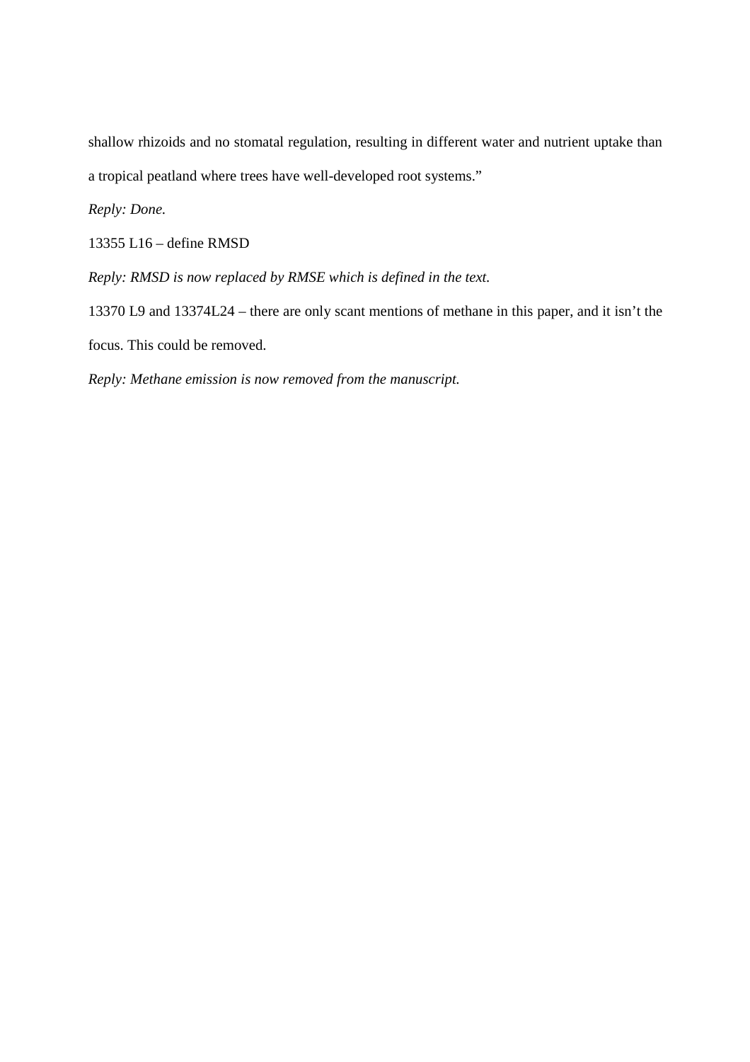shallow rhizoids and no stomatal regulation, resulting in different water and nutrient uptake than a tropical peatland where trees have well-developed root systems."

*Reply: Done.*

13355 L16 – define RMSD

*Reply: RMSD is now replaced by RMSE which is defined in the text.*

13370 L9 and 13374L24 – there are only scant mentions of methane in this paper, and it isn't the focus. This could be removed.

*Reply: Methane emission is now removed from the manuscript.*